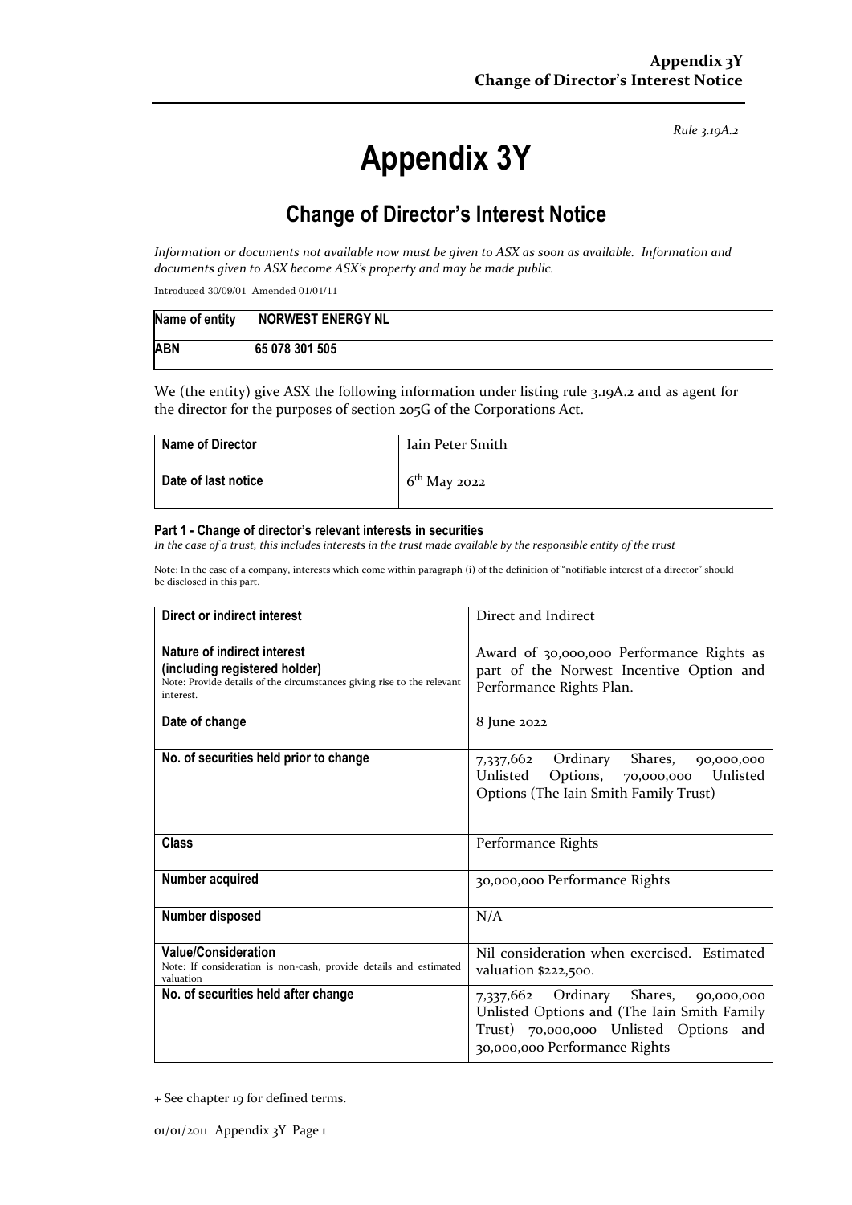*Rule 3.19A.2*

# Appendix 3Y

## Change of Director's Interest Notice

*Information or documents not available now must be given to ASX as soon as available. Information and documents given to ASX become ASX's property and may be made public.*

Introduced 30/09/01 Amended 01/01/11

| Name of entity | NORWEST ENERGY NL |
|---|---|
| ABN | 65 078 301 505 |

We (the entity) give ASX the following information under listing rule 3.19A.2 and as agent for the director for the purposes of section 205G of the Corporations Act.

| Name of Director | Iain Peter Smith |
|---|---|
| Date of last notice | 6th May 2022 |

#### Part 1 - Change of director's relevant interests in securities

*In the case of a trust, this includes interests in the trust made available by the responsible entity of the trust*

Note: In the case of a company, interests which come within paragraph (i) of the definition of "notifiable interest of a director" should be disclosed in this part.

| | |
|---|---|
| **Direct or indirect interest** | Direct and Indirect |
| **Nature of indirect interest (including registered holder)**<br>Note: Provide details of the circumstances giving rise to the relevant interest. | Award of 30,000,000 Performance Rights as part of the Norwest Incentive Option and Performance Rights Plan. |
| **Date of change** | 8 June 2022 |
| **No. of securities held prior to change** | 7,337,662 Ordinary Shares, 90,000,000 Unlisted Options, 70,000,000 Unlisted Options (The Iain Smith Family Trust) |
| **Class** | Performance Rights |
| **Number acquired** | 30,000,000 Performance Rights |
| **Number disposed** | N/A |
| **Value/Consideration**<br>Note: If consideration is non-cash, provide details and estimated valuation | Nil consideration when exercised. Estimated valuation $222,500. |
| **No. of securities held after change** | 7,337,662 Ordinary Shares, 90,000,000 Unlisted Options and (The Iain Smith Family Trust) 70,000,000 Unlisted Options and 30,000,000 Performance Rights |

+ See chapter 19 for defined terms.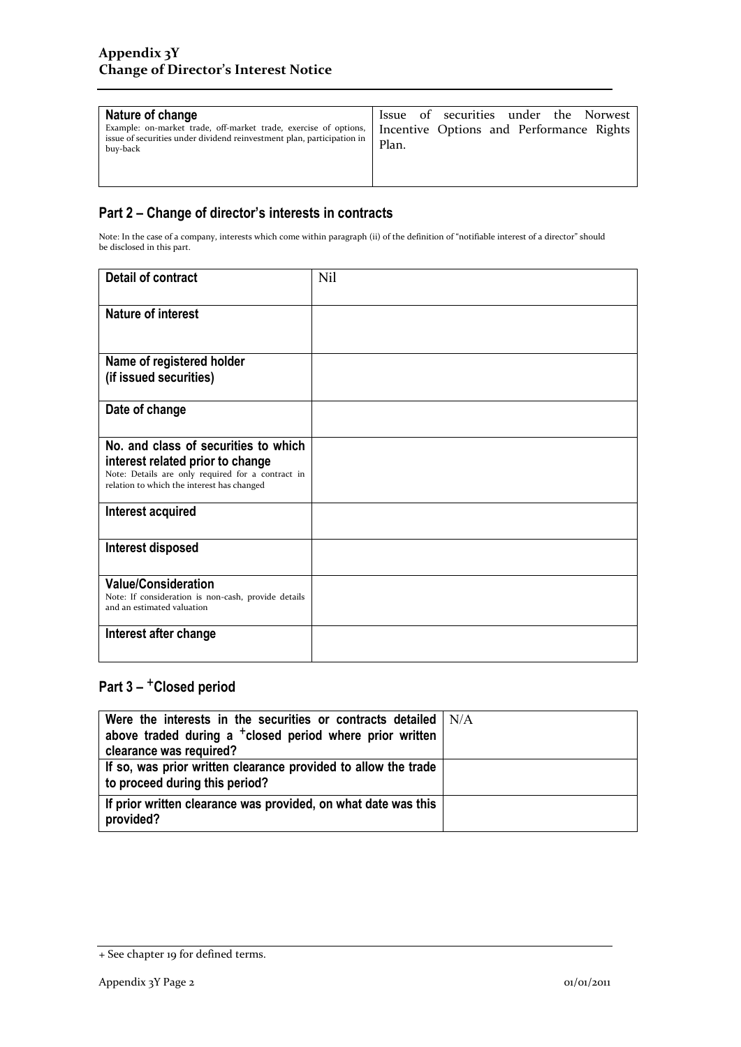| | |
|---|---|
| **Nature of change**<br>Example: on-market trade, off-market trade, exercise of options, issue of securities under dividend reinvestment plan, participation in buy-back | Issue of securities under the Norwest Incentive Options and Performance Rights Plan. |

## Part 2 – Change of director's interests in contracts

Note: In the case of a company, interests which come within paragraph (ii) of the definition of "notifiable interest of a director" should be disclosed in this part.

| | |
|---|---|
| **Detail of contract** | Nil |
| **Nature of interest** | |
| **Name of registered holder (if issued securities)** | |
| **Date of change** | |
| **No. and class of securities to which interest related prior to change**<br>Note: Details are only required for a contract in relation to which the interest has changed | |
| **Interest acquired** | |
| **Interest disposed** | |
| **Value/Consideration**<br>Note: If consideration is non-cash, provide details and an estimated valuation | |
| **Interest after change** | |

## Part 3 – +Closed period

| | |
|---|---|
| **Were the interests in the securities or contracts detailed above traded during a +closed period where prior written clearance was required?** | N/A |
| **If so, was prior written clearance provided to allow the trade to proceed during this period?** | |
| **If prior written clearance was provided, on what date was this provided?** | |

+ See chapter 19 for defined terms.